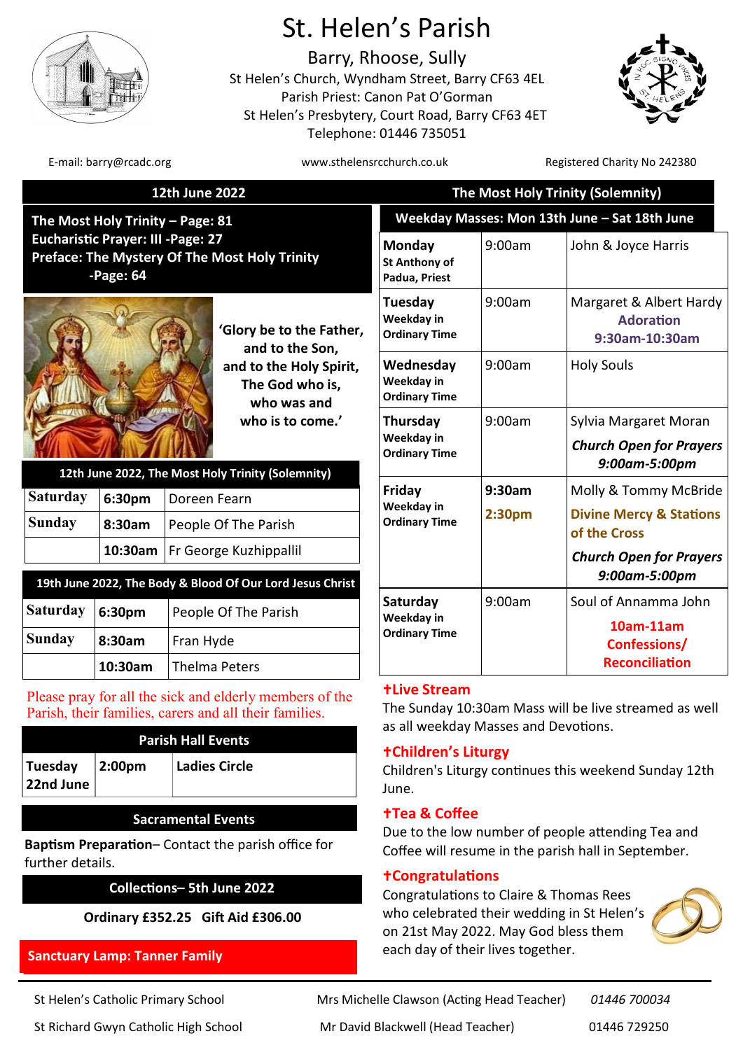# St. Helen's Parish

## Barry, Rhoose, Sully

St Helen's Church, Wyndham Street, Barry CF63 4EL
Parish Priest: Canon Pat O'Gorman
St Helen's Presbytery, Court Road, Barry CF63 4ET
Telephone: 01446 735051

E-mail: barry@rcadc.org | www.sthelensrcchurch.co.uk | Registered Charity No 242380

## 12th June 2022 — The Most Holy Trinity (Solemnity)

**The Most Holy Trinity – Page: 81**
**Eucharistic Prayer: III -Page: 27**
**Preface: The Mystery Of The Most Holy Trinity -Page: 64**

**'Glory be to the Father, and to the Son, and to the Holy Spirit, The God who is, who was and who is to come.'**

| 12th June 2022, The Most Holy Trinity (Solemnity) | | |
|---|---|---|
| Saturday | 6:30pm | Doreen Fearn |
| Sunday | 8:30am | People Of The Parish |
| | 10:30am | Fr George Kuzhippallil |

| 19th June 2022, The Body & Blood Of Our Lord Jesus Christ | | |
|---|---|---|
| Saturday | 6:30pm | People Of The Parish |
| Sunday | 8:30am | Fran Hyde |
| | 10:30am | Thelma Peters |

Please pray for all the sick and elderly members of the Parish, their families, carers and all their families.

| Parish Hall Events | | |
|---|---|---|
| Tuesday 22nd June | 2:00pm | **Ladies Circle** |

### Sacramental Events

**Baptism Preparation**– Contact the parish office for further details.

### Collections– 5th June 2022

**Ordinary £352.25 Gift Aid £306.00**

**Sanctuary Lamp: Tanner Family**

### Weekday Masses: Mon 13th June – Sat 18th June

| Day | Time | Intention |
|---|---|---|
| **Monday** St Anthony of Padua, Priest | 9:00am | John & Joyce Harris |
| **Tuesday** Weekday in Ordinary Time | 9:00am | Margaret & Albert Hardy<br>**Adoration 9:30am-10:30am** |
| **Wednesday** Weekday in Ordinary Time | 9:00am | Holy Souls |
| **Thursday** Weekday in Ordinary Time | 9:00am | Sylvia Margaret Moran<br>***Church Open for Prayers 9:00am-5:00pm*** |
| **Friday** Weekday in Ordinary Time | **9:30am**<br>**2:30pm** | Molly & Tommy McBride<br>**Divine Mercy & Stations of the Cross**<br>***Church Open for Prayers 9:00am-5:00pm*** |
| **Saturday** Weekday in Ordinary Time | 9:00am | Soul of Annamma John<br>**10am-11am Confessions/ Reconciliation** |

### ✝Live Stream

The Sunday 10:30am Mass will be live streamed as well as all weekday Masses and Devotions.

### ✝Children's Liturgy

Children's Liturgy continues this weekend Sunday 12th June.

### ✝Tea & Coffee

Due to the low number of people attending Tea and Coffee will resume in the parish hall in September.

### ✝Congratulations

Congratulations to Claire & Thomas Rees who celebrated their wedding in St Helen's on 21st May 2022. May God bless them each day of their lives together.

| | | |
|---|---|---|
| St Helen's Catholic Primary School | Mrs Michelle Clawson (Acting Head Teacher) | *01446 700034* |
| St Richard Gwyn Catholic High School | Mr David Blackwell (Head Teacher) | 01446 729250 |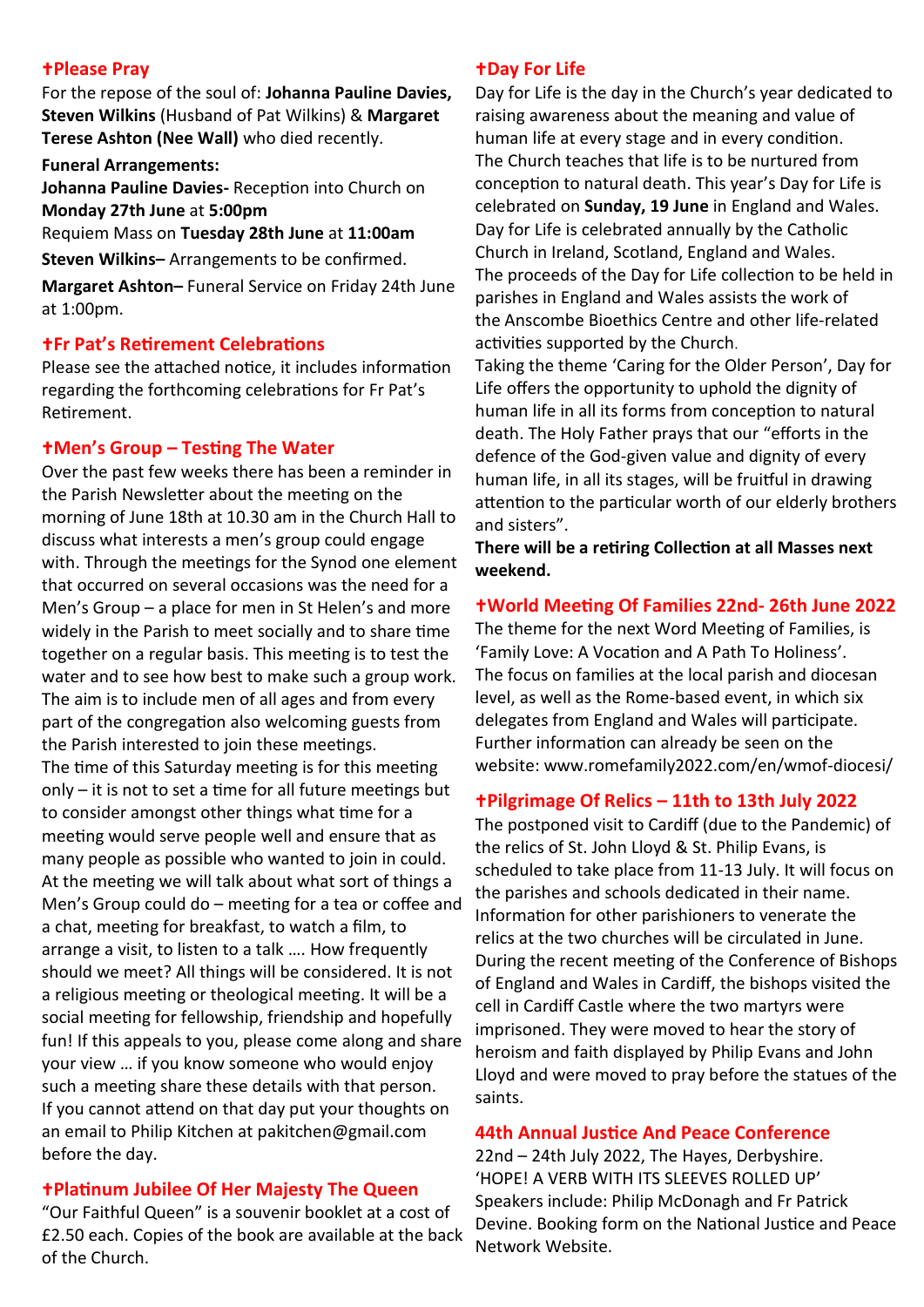## ✝Please Pray

For the repose of the soul of: **Johanna Pauline Davies, Steven Wilkins** (Husband of Pat Wilkins) & **Margaret Terese Ashton (Nee Wall)** who died recently.

**Funeral Arrangements:**

**Johanna Pauline Davies-** Reception into Church on **Monday 27th June** at **5:00pm**

Requiem Mass on **Tuesday 28th June** at **11:00am**

**Steven Wilkins–** Arrangements to be confirmed.

**Margaret Ashton–** Funeral Service on Friday 24th June at 1:00pm.

## ✝Fr Pat's Retirement Celebrations

Please see the attached notice, it includes information regarding the forthcoming celebrations for Fr Pat's Retirement.

## ✝Men's Group – Testing The Water

Over the past few weeks there has been a reminder in the Parish Newsletter about the meeting on the morning of June 18th at 10.30 am in the Church Hall to discuss what interests a men's group could engage with. Through the meetings for the Synod one element that occurred on several occasions was the need for a Men's Group – a place for men in St Helen's and more widely in the Parish to meet socially and to share time together on a regular basis. This meeting is to test the water and to see how best to make such a group work. The aim is to include men of all ages and from every part of the congregation also welcoming guests from the Parish interested to join these meetings.

The time of this Saturday meeting is for this meeting only – it is not to set a time for all future meetings but to consider amongst other things what time for a meeting would serve people well and ensure that as many people as possible who wanted to join in could. At the meeting we will talk about what sort of things a Men's Group could do – meeting for a tea or coffee and a chat, meeting for breakfast, to watch a film, to arrange a visit, to listen to a talk …. How frequently should we meet? All things will be considered. It is not a religious meeting or theological meeting. It will be a social meeting for fellowship, friendship and hopefully fun! If this appeals to you, please come along and share your view … if you know someone who would enjoy such a meeting share these details with that person.

If you cannot attend on that day put your thoughts on an email to Philip Kitchen at pakitchen@gmail.com before the day.

## ✝Platinum Jubilee Of Her Majesty The Queen

"Our Faithful Queen" is a souvenir booklet at a cost of £2.50 each. Copies of the book are available at the back of the Church.

## ✝Day For Life

Day for Life is the day in the Church's year dedicated to raising awareness about the meaning and value of human life at every stage and in every condition.

The Church teaches that life is to be nurtured from conception to natural death. This year's Day for Life is celebrated on **Sunday, 19 June** in England and Wales. Day for Life is celebrated annually by the Catholic Church in Ireland, Scotland, England and Wales.

The proceeds of the Day for Life collection to be held in parishes in England and Wales assists the work of the Anscombe Bioethics Centre and other life-related activities supported by the Church.

Taking the theme 'Caring for the Older Person', Day for Life offers the opportunity to uphold the dignity of human life in all its forms from conception to natural death. The Holy Father prays that our "efforts in the defence of the God-given value and dignity of every human life, in all its stages, will be fruitful in drawing attention to the particular worth of our elderly brothers and sisters".

**There will be a retiring Collection at all Masses next weekend.**

## ✝World Meeting Of Families 22nd- 26th June 2022

The theme for the next Word Meeting of Families, is 'Family Love: A Vocation and A Path To Holiness'. The focus on families at the local parish and diocesan level, as well as the Rome-based event, in which six delegates from England and Wales will participate. Further information can already be seen on the website: www.romefamily2022.com/en/wmof-diocesi/

## ✝Pilgrimage Of Relics – 11th to 13th July 2022

The postponed visit to Cardiff (due to the Pandemic) of the relics of St. John Lloyd & St. Philip Evans, is scheduled to take place from 11-13 July. It will focus on the parishes and schools dedicated in their name. Information for other parishioners to venerate the relics at the two churches will be circulated in June. During the recent meeting of the Conference of Bishops of England and Wales in Cardiff, the bishops visited the cell in Cardiff Castle where the two martyrs were imprisoned. They were moved to hear the story of heroism and faith displayed by Philip Evans and John Lloyd and were moved to pray before the statues of the saints.

## 44th Annual Justice And Peace Conference

22nd – 24th July 2022, The Hayes, Derbyshire.

'HOPE! A VERB WITH ITS SLEEVES ROLLED UP'

Speakers include: Philip McDonagh and Fr Patrick Devine. Booking form on the National Justice and Peace Network Website.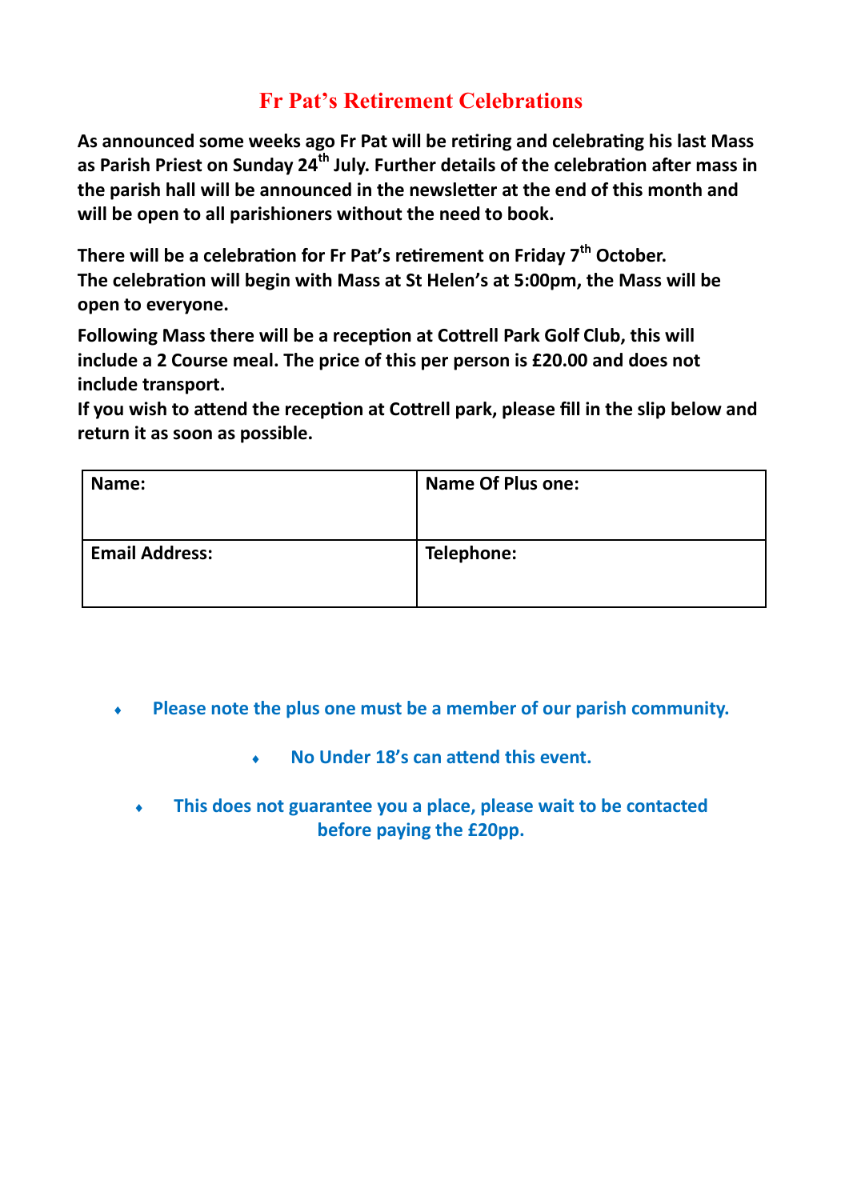# Fr Pat's Retirement Celebrations

**As announced some weeks ago Fr Pat will be retiring and celebrating his last Mass as Parish Priest on Sunday 24th July. Further details of the celebration after mass in the parish hall will be announced in the newsletter at the end of this month and will be open to all parishioners without the need to book.**

**There will be a celebration for Fr Pat's retirement on Friday 7th October. The celebration will begin with Mass at St Helen's at 5:00pm, the Mass will be open to everyone.**

**Following Mass there will be a reception at Cottrell Park Golf Club, this will include a 2 Course meal. The price of this per person is £20.00 and does not include transport.**
**If you wish to attend the reception at Cottrell park, please fill in the slip below and return it as soon as possible.**

| | |
|---|---|
| **Name:** | **Name Of Plus one:** |
| **Email Address:** | **Telephone:** |

- **Please note the plus one must be a member of our parish community.**
- **No Under 18's can attend this event.**
- **This does not guarantee you a place, please wait to be contacted before paying the £20pp.**